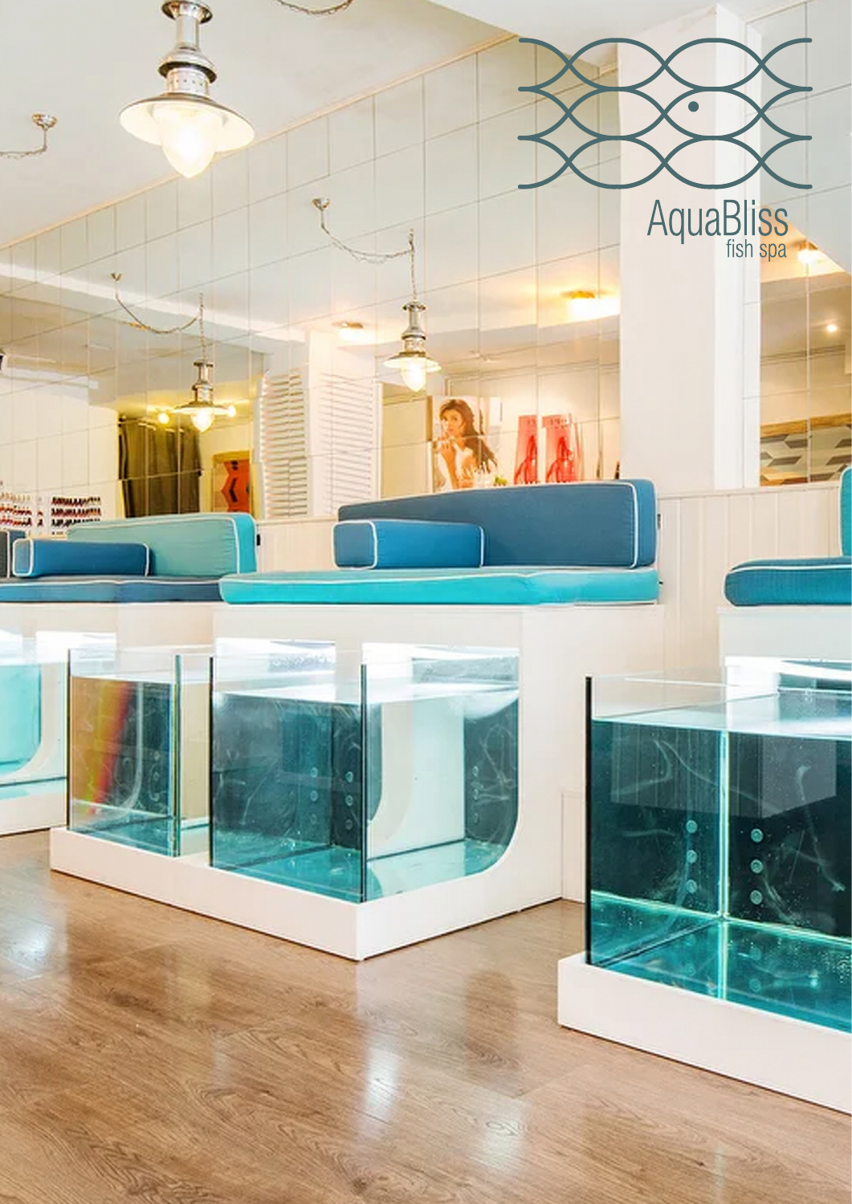AquaBliss
fish spa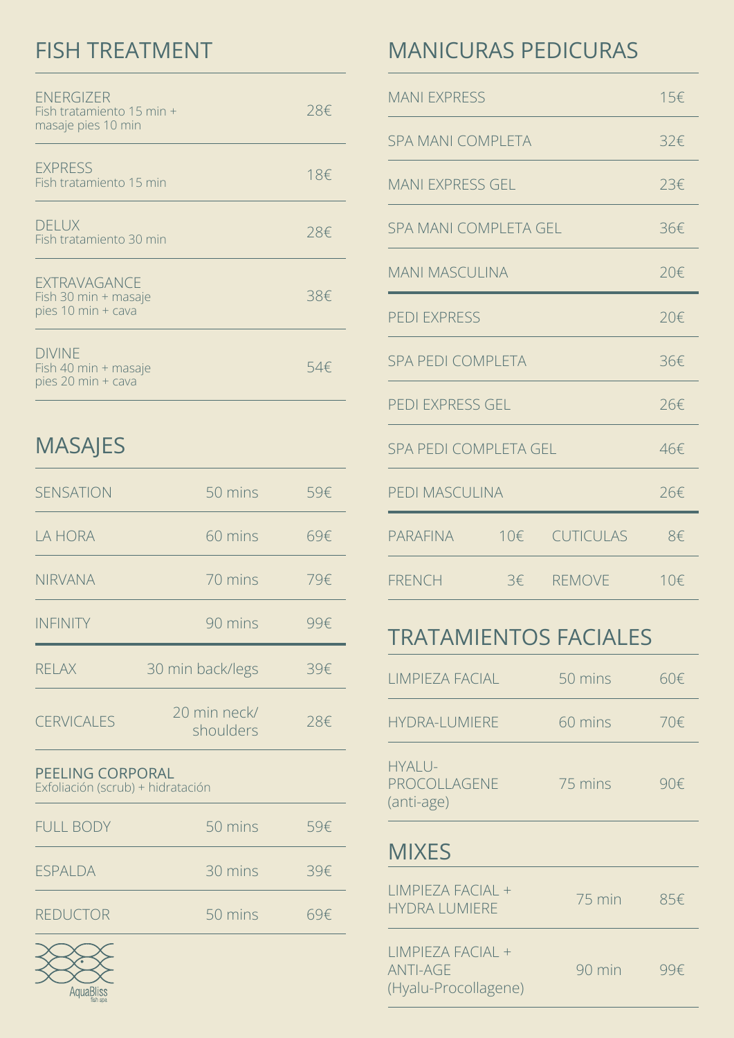## FISH TREATMENT

| Treatment | Price |
|---|---|
| ENERGIZER<br>Fish tratamiento 15 min + masaje pies 10 min | 28€ |
| EXPRESS<br>Fish tratamiento 15 min | 18€ |
| DELUX<br>Fish tratamiento 30 min | 28€ |
| EXTRAVAGANCE<br>Fish 30 min + masaje pies 10 min + cava | 38€ |
| DIVINE<br>Fish 40 min + masaje pies 20 min + cava | 54€ |

## MASAJES

| Masaje | Duración | Precio |
|---|---|---|
| SENSATION | 50 mins | 59€ |
| LA HORA | 60 mins | 69€ |
| NIRVANA | 70 mins | 79€ |
| INFINITY | 90 mins | 99€ |
| RELAX | 30 min back/legs | 39€ |
| CERVICALES | 20 min neck/ shoulders | 28€ |

**PEELING CORPORAL**
Exfoliación (scrub) + hidratación

| Peeling | Duración | Precio |
|---|---|---|
| FULL BODY | 50 mins | 59€ |
| ESPALDA | 30 mins | 39€ |
| REDUCTOR | 50 mins | 69€ |

AquaBliss fish spa

## MANICURAS PEDICURAS

| Servicio | Precio |
|---|---|
| MANI EXPRESS | 15€ |
| SPA MANI COMPLETA | 32€ |
| MANI EXPRESS GEL | 23€ |
| SPA MANI COMPLETA GEL | 36€ |
| MANI MASCULINA | 20€ |
| PEDI EXPRESS | 20€ |
| SPA PEDI COMPLETA | 36€ |
| PEDI EXPRESS GEL | 26€ |
| SPA PEDI COMPLETA GEL | 46€ |
| PEDI MASCULINA | 26€ |

| Extra | Precio | Extra | Precio |
|---|---|---|---|
| PARAFINA | 10€ | CUTICULAS | 8€ |
| FRENCH | 3€ | REMOVE | 10€ |

## TRATAMIENTOS FACIALES

| Tratamiento | Duración | Precio |
|---|---|---|
| LIMPIEZA FACIAL | 50 mins | 60€ |
| HYDRA-LUMIERE | 60 mins | 70€ |
| HYALU-PROCOLLAGENE (anti-age) | 75 mins | 90€ |

## MIXES

| Mix | Duración | Precio |
|---|---|---|
| LIMPIEZA FACIAL + HYDRA LUMIERE | 75 min | 85€ |
| LIMPIEZA FACIAL + ANTI-AGE (Hyalu-Procollagene) | 90 min | 99€ |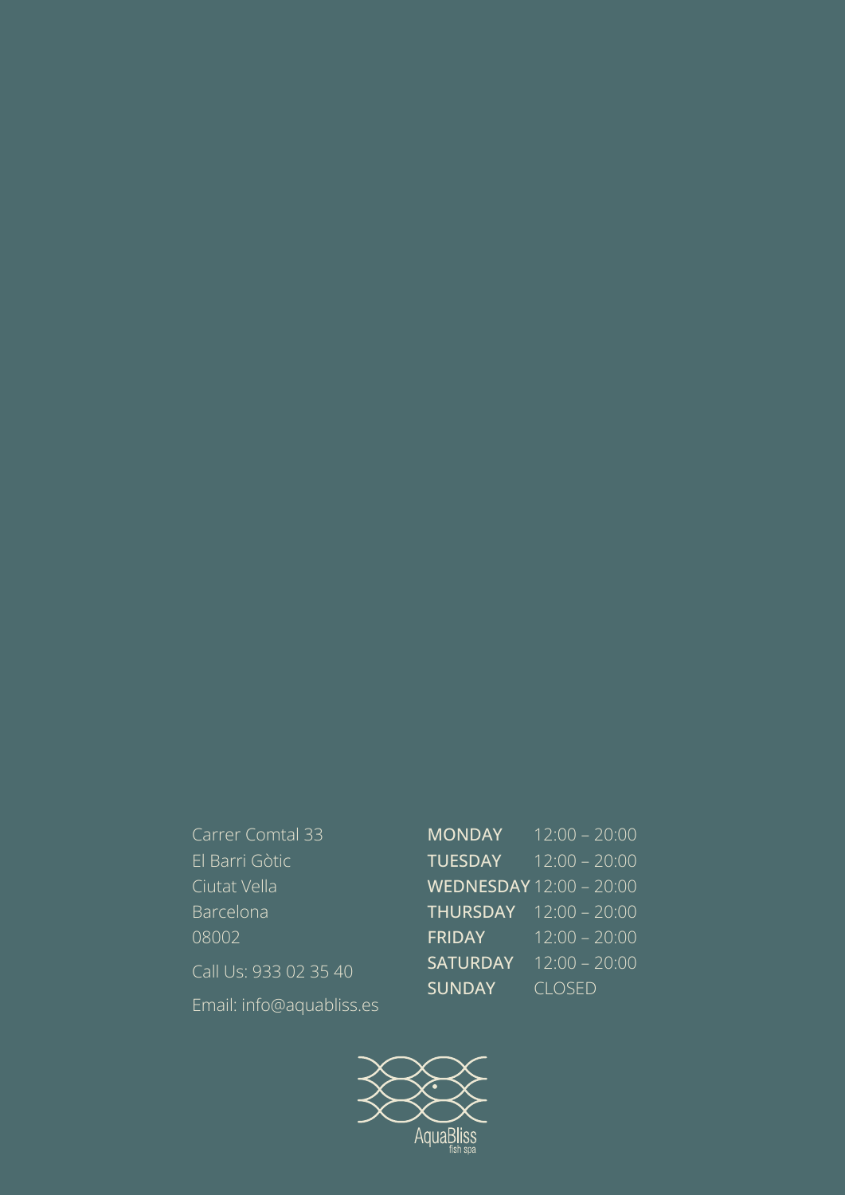Carrer Comtal 33
El Barri Gòtic
Ciutat Vella
Barcelona
08002

Call Us: 933 02 35 40

Email: info@aquabliss.es

| | |
|---|---|
| **MONDAY** | 12:00 – 20:00 |
| **TUESDAY** | 12:00 – 20:00 |
| **WEDNESDAY** | 12:00 – 20:00 |
| **THURSDAY** | 12:00 – 20:00 |
| **FRIDAY** | 12:00 – 20:00 |
| **SATURDAY** | 12:00 – 20:00 |
| **SUNDAY** | CLOSED |

AquaBliss
fish spa